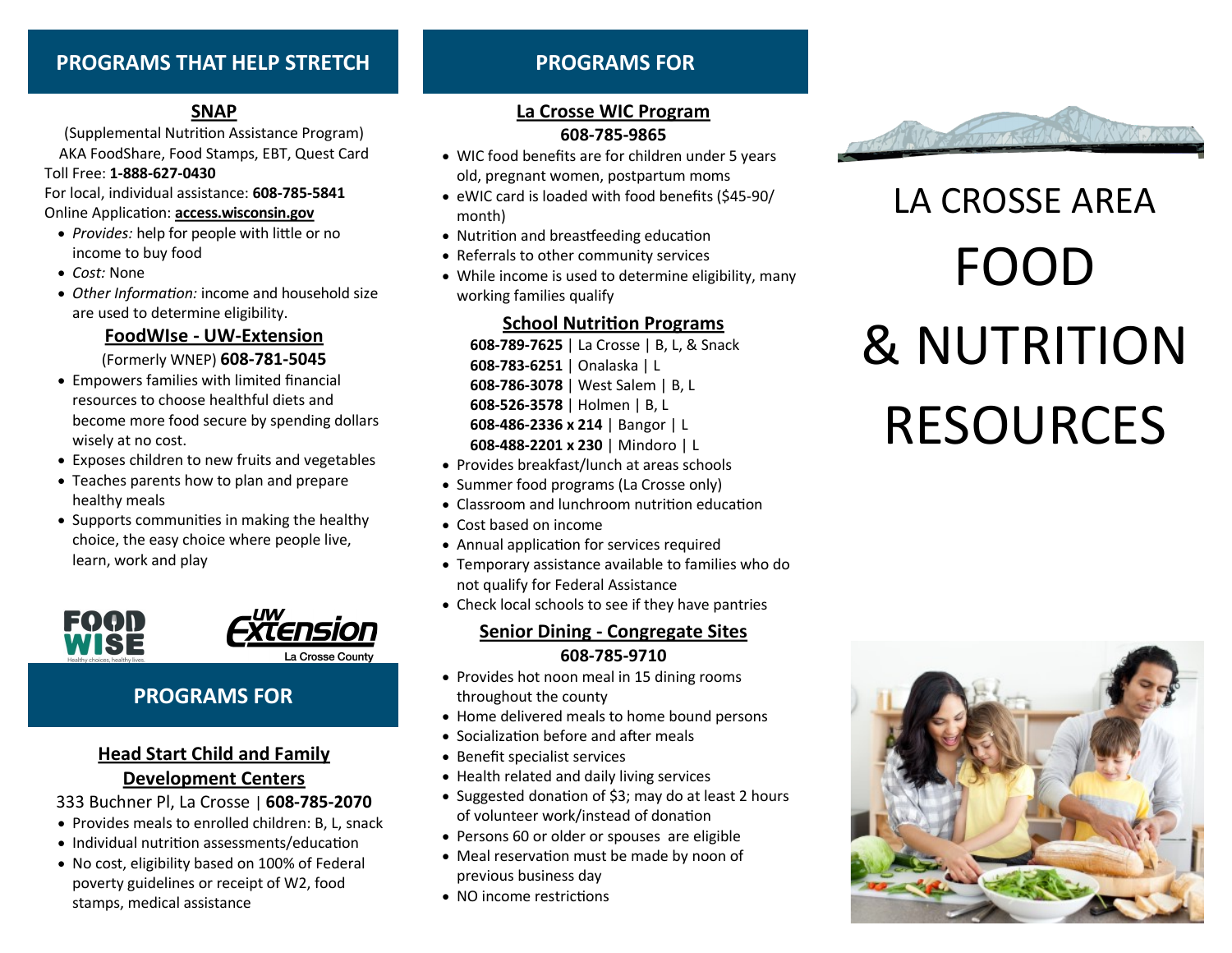## PROGRAMS THAT HELP STRETCH

### SNAP

(Supplemental Nutrition Assistance Program)
AKA FoodShare, Food Stamps, EBT, Quest Card

Toll Free: **1-888-627-0430**

For local, individual assistance: **608-785-5841**

Online Application: **access.wisconsin.gov**

- *Provides:* help for people with little or no income to buy food
- *Cost:* None
- *Other Information:* income and household size are used to determine eligibility.

### FoodWIse - UW-Extension

(Formerly WNEP) **608-781-5045**

- Empowers families with limited financial resources to choose healthful diets and become more food secure by spending dollars wisely at no cost.
- Exposes children to new fruits and vegetables
- Teaches parents how to plan and prepare healthy meals
- Supports communities in making the healthy choice, the easy choice where people live, learn, work and play

FOOD WISE Healthy choices, healthy lives.

UW Extension La Crosse County

## PROGRAMS FOR

### Head Start Child and Family Development Centers

333 Buchner Pl, La Crosse | **608-785-2070**

- Provides meals to enrolled children: B, L, snack
- Individual nutrition assessments/education
- No cost, eligibility based on 100% of Federal poverty guidelines or receipt of W2, food stamps, medical assistance

## PROGRAMS FOR

### La Crosse WIC Program

**608-785-9865**

- WIC food benefits are for children under 5 years old, pregnant women, postpartum moms
- eWIC card is loaded with food benefits ($45-90/month)
- Nutrition and breastfeeding education
- Referrals to other community services
- While income is used to determine eligibility, many working families qualify

### School Nutrition Programs

**608-789-7625** | La Crosse | B, L, & Snack
**608-783-6251** | Onalaska | L
**608-786-3078** | West Salem | B, L
**608-526-3578** | Holmen | B, L
**608-486-2336 x 214** | Bangor | L
**608-488-2201 x 230** | Mindoro | L

- Provides breakfast/lunch at areas schools
- Summer food programs (La Crosse only)
- Classroom and lunchroom nutrition education
- Cost based on income
- Annual application for services required
- Temporary assistance available to families who do not qualify for Federal Assistance
- Check local schools to see if they have pantries

### Senior Dining - Congregate Sites

**608-785-9710**

- Provides hot noon meal in 15 dining rooms throughout the county
- Home delivered meals to home bound persons
- Socialization before and after meals
- Benefit specialist services
- Health related and daily living services
- Suggested donation of $3; may do at least 2 hours of volunteer work/instead of donation
- Persons 60 or older or spouses are eligible
- Meal reservation must be made by noon of previous business day
- NO income restrictions

# LA CROSSE AREA FOOD & NUTRITION RESOURCES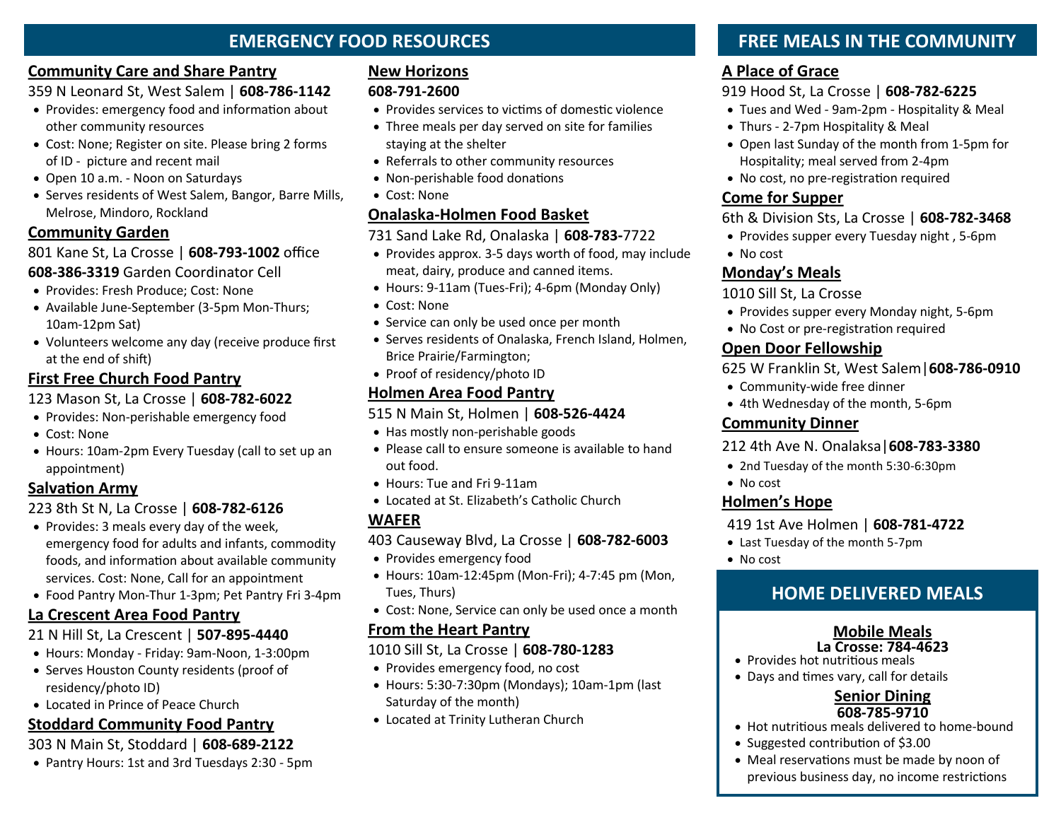## EMERGENCY FOOD RESOURCES

### Community Care and Share Pantry

359 N Leonard St, West Salem | **608-786-1142**

- Provides: emergency food and information about other community resources
- Cost: None; Register on site. Please bring 2 forms of ID - picture and recent mail
- Open 10 a.m. - Noon on Saturdays
- Serves residents of West Salem, Bangor, Barre Mills, Melrose, Mindoro, Rockland

### Community Garden

801 Kane St, La Crosse | **608-793-1002** office

**608-386-3319** Garden Coordinator Cell

- Provides: Fresh Produce; Cost: None
- Available June-September (3-5pm Mon-Thurs; 10am-12pm Sat)
- Volunteers welcome any day (receive produce first at the end of shift)

### First Free Church Food Pantry

123 Mason St, La Crosse | **608-782-6022**

- Provides: Non-perishable emergency food
- Cost: None
- Hours: 10am-2pm Every Tuesday (call to set up an appointment)

### Salvation Army

223 8th St N, La Crosse | **608-782-6126**

- Provides: 3 meals every day of the week, emergency food for adults and infants, commodity foods, and information about available community services. Cost: None, Call for an appointment
- Food Pantry Mon-Thur 1-3pm; Pet Pantry Fri 3-4pm

### La Crescent Area Food Pantry

21 N Hill St, La Crescent | **507-895-4440**

- Hours: Monday - Friday: 9am-Noon, 1-3:00pm
- Serves Houston County residents (proof of residency/photo ID)
- Located in Prince of Peace Church

### Stoddard Community Food Pantry

303 N Main St, Stoddard | **608-689-2122**

- Pantry Hours: 1st and 3rd Tuesdays 2:30 - 5pm

### New Horizons

**608-791-2600**

- Provides services to victims of domestic violence
- Three meals per day served on site for families staying at the shelter
- Referrals to other community resources
- Non-perishable food donations
- Cost: None

### Onalaska-Holmen Food Basket

731 Sand Lake Rd, Onalaska | **608-783-**7722

- Provides approx. 3-5 days worth of food, may include meat, dairy, produce and canned items.
- Hours: 9-11am (Tues-Fri); 4-6pm (Monday Only)
- Cost: None
- Service can only be used once per month
- Serves residents of Onalaska, French Island, Holmen, Brice Prairie/Farmington;
- Proof of residency/photo ID

### Holmen Area Food Pantry

515 N Main St, Holmen | **608-526-4424**

- Has mostly non-perishable goods
- Please call to ensure someone is available to hand out food.
- Hours: Tue and Fri 9-11am
- Located at St. Elizabeth's Catholic Church

### WAFER

403 Causeway Blvd, La Crosse | **608-782-6003**

- Provides emergency food
- Hours: 10am-12:45pm (Mon-Fri); 4-7:45 pm (Mon, Tues, Thurs)
- Cost: None, Service can only be used once a month

### From the Heart Pantry

1010 Sill St, La Crosse | **608-780-1283**

- Provides emergency food, no cost
- Hours: 5:30-7:30pm (Mondays); 10am-1pm (last Saturday of the month)
- Located at Trinity Lutheran Church

## FREE MEALS IN THE COMMUNITY

### A Place of Grace

919 Hood St, La Crosse | **608-782-6225**

- Tues and Wed - 9am-2pm - Hospitality & Meal
- Thurs - 2-7pm Hospitality & Meal
- Open last Sunday of the month from 1-5pm for Hospitality; meal served from 2-4pm
- No cost, no pre-registration required

### Come for Supper

6th & Division Sts, La Crosse | **608-782-3468**

- Provides supper every Tuesday night , 5-6pm
- No cost

### Monday's Meals

1010 Sill St, La Crosse

- Provides supper every Monday night, 5-6pm
- No Cost or pre-registration required

### Open Door Fellowship

625 W Franklin St, West Salem|**608-786-0910**

- Community-wide free dinner
- 4th Wednesday of the month, 5-6pm

### Community Dinner

212 4th Ave N. Onalaksa|**608-783-3380**

- 2nd Tuesday of the month 5:30-6:30pm
- No cost

### Holmen's Hope

419 1st Ave Holmen | **608-781-4722**

- Last Tuesday of the month 5-7pm
- No cost

## HOME DELIVERED MEALS

### Mobile Meals

**La Crosse: 784-4623**

- Provides hot nutritious meals
- Days and times vary, call for details

### Senior Dining

**608-785-9710**

- Hot nutritious meals delivered to home-bound
- Suggested contribution of $3.00
- Meal reservations must be made by noon of previous business day, no income restrictions